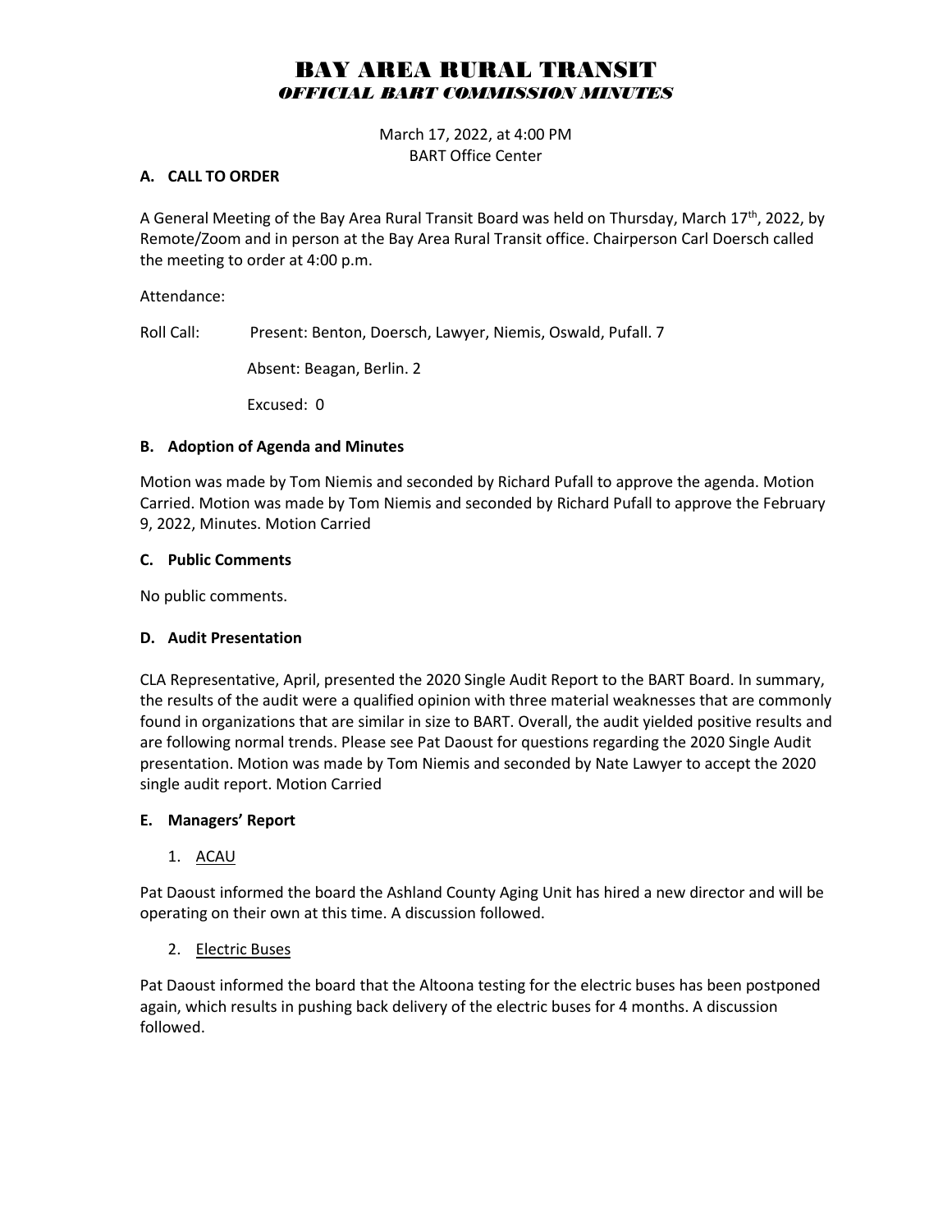# BAY AREA RURAL TRANSIT

## *OFFICIAL BART COMMISSION MINUTES*

March 17, 2022, at 4:00 PM
BART Office Center

### A. CALL TO ORDER

A General Meeting of the Bay Area Rural Transit Board was held on Thursday, March 17th, 2022, by Remote/Zoom and in person at the Bay Area Rural Transit office. Chairperson Carl Doersch called the meeting to order at 4:00 p.m.

Attendance:

Roll Call: Present: Benton, Doersch, Lawyer, Niemis, Oswald, Pufall. 7

Absent: Beagan, Berlin. 2

Excused: 0

### B. Adoption of Agenda and Minutes

Motion was made by Tom Niemis and seconded by Richard Pufall to approve the agenda. Motion Carried. Motion was made by Tom Niemis and seconded by Richard Pufall to approve the February 9, 2022, Minutes. Motion Carried

### C. Public Comments

No public comments.

### D. Audit Presentation

CLA Representative, April, presented the 2020 Single Audit Report to the BART Board. In summary, the results of the audit were a qualified opinion with three material weaknesses that are commonly found in organizations that are similar in size to BART. Overall, the audit yielded positive results and are following normal trends. Please see Pat Daoust for questions regarding the 2020 Single Audit presentation. Motion was made by Tom Niemis and seconded by Nate Lawyer to accept the 2020 single audit report. Motion Carried

### E. Managers' Report

1. ACAU

Pat Daoust informed the board the Ashland County Aging Unit has hired a new director and will be operating on their own at this time. A discussion followed.

2. Electric Buses

Pat Daoust informed the board that the Altoona testing for the electric buses has been postponed again, which results in pushing back delivery of the electric buses for 4 months. A discussion followed.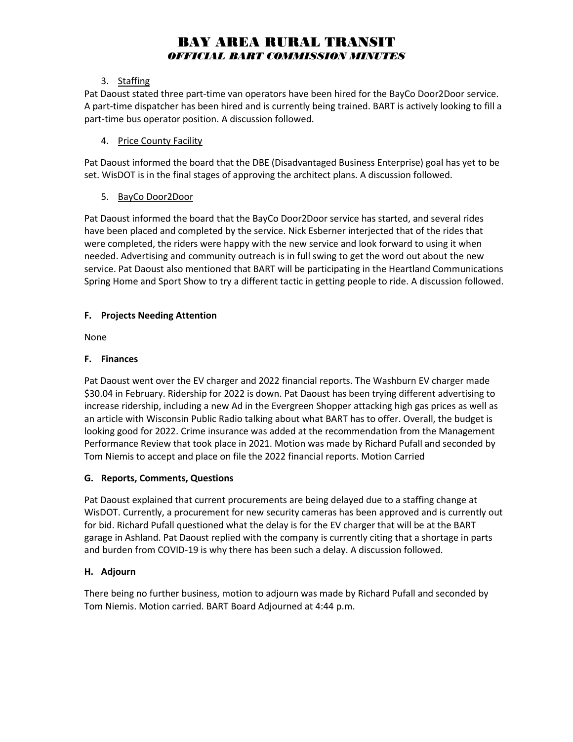3. Staffing

Pat Daoust stated three part-time van operators have been hired for the BayCo Door2Door service. A part-time dispatcher has been hired and is currently being trained. BART is actively looking to fill a part-time bus operator position. A discussion followed.

4. Price County Facility

Pat Daoust informed the board that the DBE (Disadvantaged Business Enterprise) goal has yet to be set. WisDOT is in the final stages of approving the architect plans. A discussion followed.

5. BayCo Door2Door

Pat Daoust informed the board that the BayCo Door2Door service has started, and several rides have been placed and completed by the service. Nick Esberner interjected that of the rides that were completed, the riders were happy with the new service and look forward to using it when needed. Advertising and community outreach is in full swing to get the word out about the new service. Pat Daoust also mentioned that BART will be participating in the Heartland Communications Spring Home and Sport Show to try a different tactic in getting people to ride. A discussion followed.

**F. Projects Needing Attention**

None

**F. Finances**

Pat Daoust went over the EV charger and 2022 financial reports. The Washburn EV charger made $30.04 in February. Ridership for 2022 is down. Pat Daoust has been trying different advertising to increase ridership, including a new Ad in the Evergreen Shopper attacking high gas prices as well as an article with Wisconsin Public Radio talking about what BART has to offer. Overall, the budget is looking good for 2022. Crime insurance was added at the recommendation from the Management Performance Review that took place in 2021. Motion was made by Richard Pufall and seconded by Tom Niemis to accept and place on file the 2022 financial reports. Motion Carried

**G. Reports, Comments, Questions**

Pat Daoust explained that current procurements are being delayed due to a staffing change at WisDOT. Currently, a procurement for new security cameras has been approved and is currently out for bid. Richard Pufall questioned what the delay is for the EV charger that will be at the BART garage in Ashland. Pat Daoust replied with the company is currently citing that a shortage in parts and burden from COVID-19 is why there has been such a delay. A discussion followed.

**H. Adjourn**

There being no further business, motion to adjourn was made by Richard Pufall and seconded by Tom Niemis. Motion carried. BART Board Adjourned at 4:44 p.m.